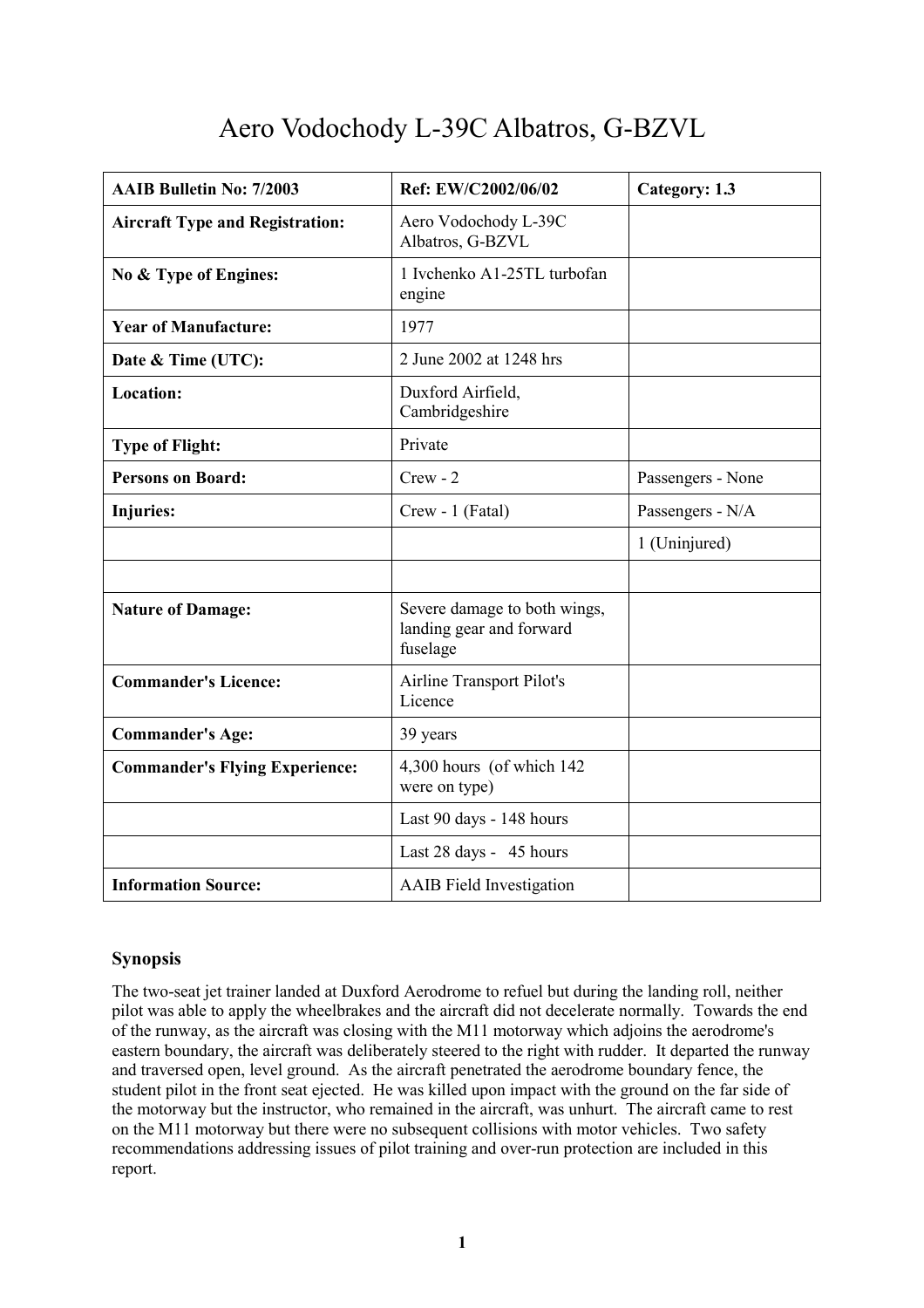# Aero Vodochody L-39C Albatros, G-BZVL

| AAIB Bulletin No: 7/2003 | Ref: EW/C2002/06/02 | Category: 1.3 |
|---|---|---|
| **Aircraft Type and Registration:** | Aero Vodochody L-39C Albatros, G-BZVL | |
| **No & Type of Engines:** | 1 Ivchenko A1-25TL turbofan engine | |
| **Year of Manufacture:** | 1977 | |
| **Date & Time (UTC):** | 2 June 2002 at 1248 hrs | |
| **Location:** | Duxford Airfield, Cambridgeshire | |
| **Type of Flight:** | Private | |
| **Persons on Board:** | Crew - 2 | Passengers - None |
| **Injuries:** | Crew - 1 (Fatal) | Passengers - N/A |
| | | 1 (Uninjured) |
| | | |
| **Nature of Damage:** | Severe damage to both wings, landing gear and forward fuselage | |
| **Commander's Licence:** | Airline Transport Pilot's Licence | |
| **Commander's Age:** | 39 years | |
| **Commander's Flying Experience:** | 4,300 hours (of which 142 were on type) | |
| | Last 90 days - 148 hours | |
| | Last 28 days - 45 hours | |
| **Information Source:** | AAIB Field Investigation | |

## Synopsis

The two-seat jet trainer landed at Duxford Aerodrome to refuel but during the landing roll, neither pilot was able to apply the wheelbrakes and the aircraft did not decelerate normally. Towards the end of the runway, as the aircraft was closing with the M11 motorway which adjoins the aerodrome's eastern boundary, the aircraft was deliberately steered to the right with rudder. It departed the runway and traversed open, level ground. As the aircraft penetrated the aerodrome boundary fence, the student pilot in the front seat ejected. He was killed upon impact with the ground on the far side of the motorway but the instructor, who remained in the aircraft, was unhurt. The aircraft came to rest on the M11 motorway but there were no subsequent collisions with motor vehicles. Two safety recommendations addressing issues of pilot training and over-run protection are included in this report.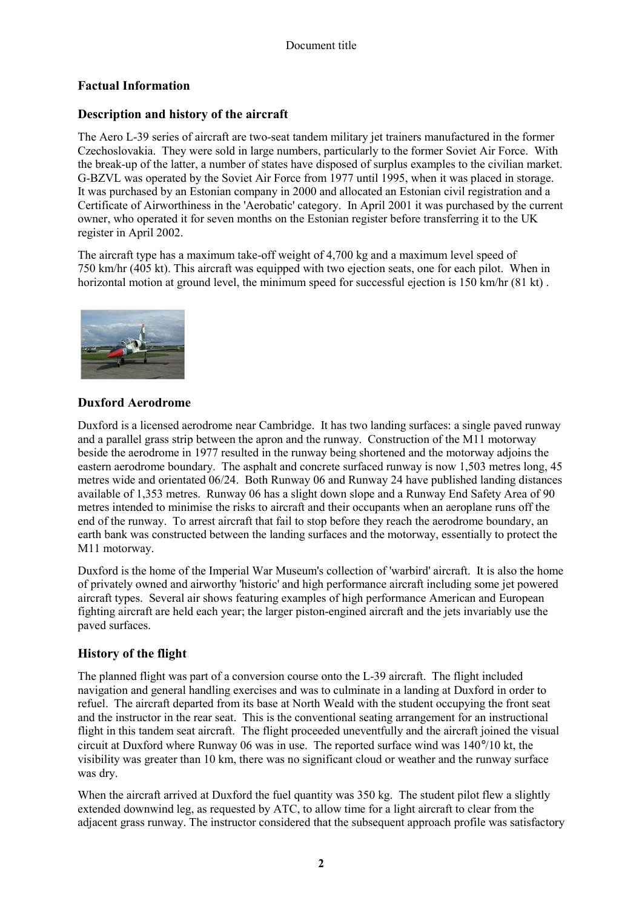## Factual Information

### Description and history of the aircraft

The Aero L-39 series of aircraft are two-seat tandem military jet trainers manufactured in the former Czechoslovakia. They were sold in large numbers, particularly to the former Soviet Air Force. With the break-up of the latter, a number of states have disposed of surplus examples to the civilian market. G-BZVL was operated by the Soviet Air Force from 1977 until 1995, when it was placed in storage. It was purchased by an Estonian company in 2000 and allocated an Estonian civil registration and a Certificate of Airworthiness in the 'Aerobatic' category. In April 2001 it was purchased by the current owner, who operated it for seven months on the Estonian register before transferring it to the UK register in April 2002.

The aircraft type has a maximum take-off weight of 4,700 kg and a maximum level speed of 750 km/hr (405 kt). This aircraft was equipped with two ejection seats, one for each pilot. When in horizontal motion at ground level, the minimum speed for successful ejection is 150 km/hr (81 kt) .

### Duxford Aerodrome

Duxford is a licensed aerodrome near Cambridge. It has two landing surfaces: a single paved runway and a parallel grass strip between the apron and the runway. Construction of the M11 motorway beside the aerodrome in 1977 resulted in the runway being shortened and the motorway adjoins the eastern aerodrome boundary. The asphalt and concrete surfaced runway is now 1,503 metres long, 45 metres wide and orientated 06/24. Both Runway 06 and Runway 24 have published landing distances available of 1,353 metres. Runway 06 has a slight down slope and a Runway End Safety Area of 90 metres intended to minimise the risks to aircraft and their occupants when an aeroplane runs off the end of the runway. To arrest aircraft that fail to stop before they reach the aerodrome boundary, an earth bank was constructed between the landing surfaces and the motorway, essentially to protect the M11 motorway.

Duxford is the home of the Imperial War Museum's collection of 'warbird' aircraft. It is also the home of privately owned and airworthy 'historic' and high performance aircraft including some jet powered aircraft types. Several air shows featuring examples of high performance American and European fighting aircraft are held each year; the larger piston-engined aircraft and the jets invariably use the paved surfaces.

### History of the flight

The planned flight was part of a conversion course onto the L-39 aircraft. The flight included navigation and general handling exercises and was to culminate in a landing at Duxford in order to refuel. The aircraft departed from its base at North Weald with the student occupying the front seat and the instructor in the rear seat. This is the conventional seating arrangement for an instructional flight in this tandem seat aircraft. The flight proceeded uneventfully and the aircraft joined the visual circuit at Duxford where Runway 06 was in use. The reported surface wind was 140°/10 kt, the visibility was greater than 10 km, there was no significant cloud or weather and the runway surface was dry.

When the aircraft arrived at Duxford the fuel quantity was 350 kg. The student pilot flew a slightly extended downwind leg, as requested by ATC, to allow time for a light aircraft to clear from the adjacent grass runway. The instructor considered that the subsequent approach profile was satisfactory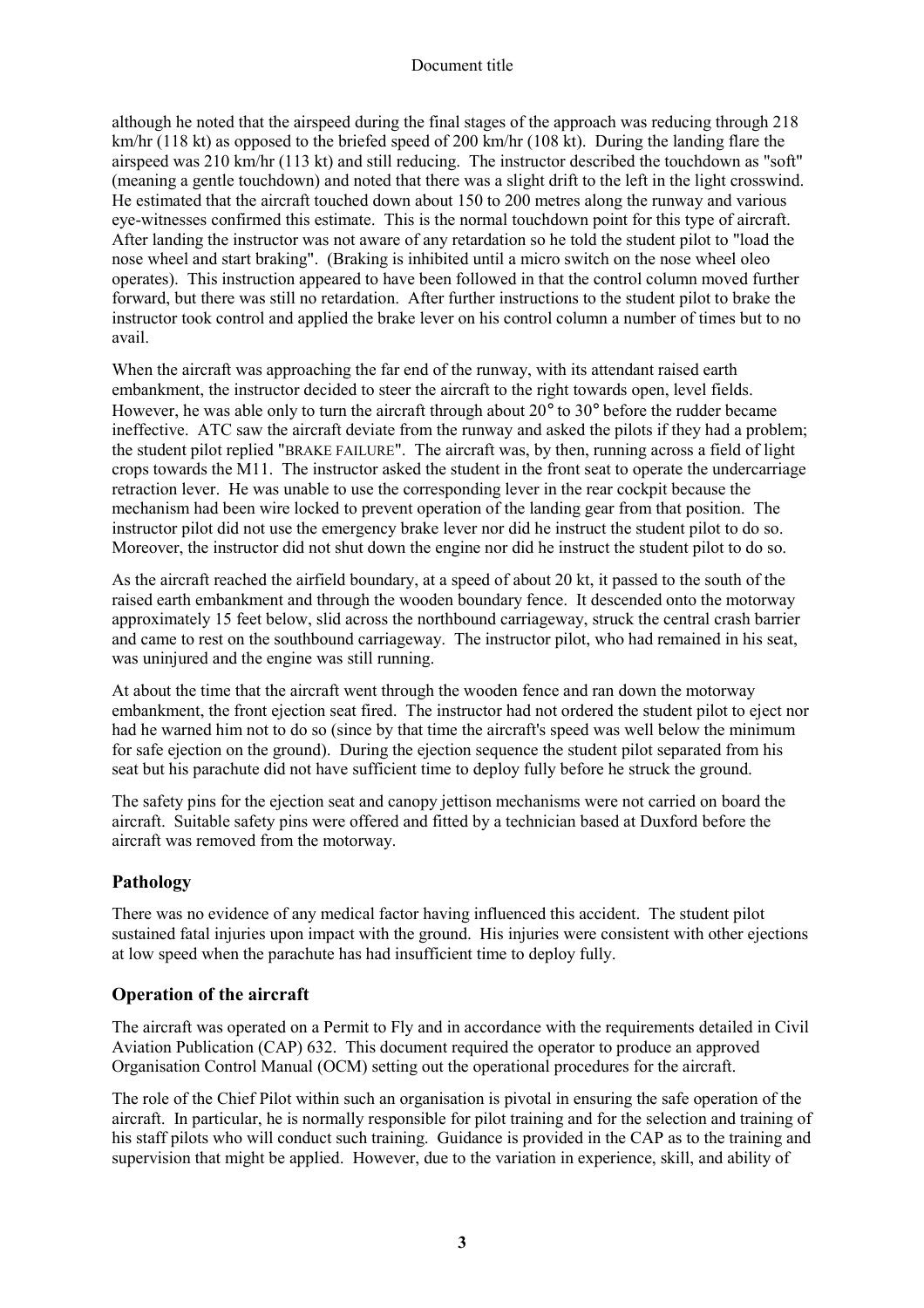although he noted that the airspeed during the final stages of the approach was reducing through 218 km/hr (118 kt) as opposed to the briefed speed of 200 km/hr (108 kt). During the landing flare the airspeed was 210 km/hr (113 kt) and still reducing. The instructor described the touchdown as "soft" (meaning a gentle touchdown) and noted that there was a slight drift to the left in the light crosswind. He estimated that the aircraft touched down about 150 to 200 metres along the runway and various eye-witnesses confirmed this estimate. This is the normal touchdown point for this type of aircraft. After landing the instructor was not aware of any retardation so he told the student pilot to "load the nose wheel and start braking". (Braking is inhibited until a micro switch on the nose wheel oleo operates). This instruction appeared to have been followed in that the control column moved further forward, but there was still no retardation. After further instructions to the student pilot to brake the instructor took control and applied the brake lever on his control column a number of times but to no avail.

When the aircraft was approaching the far end of the runway, with its attendant raised earth embankment, the instructor decided to steer the aircraft to the right towards open, level fields. However, he was able only to turn the aircraft through about 20° to 30° before the rudder became ineffective. ATC saw the aircraft deviate from the runway and asked the pilots if they had a problem; the student pilot replied "BRAKE FAILURE". The aircraft was, by then, running across a field of light crops towards the M11. The instructor asked the student in the front seat to operate the undercarriage retraction lever. He was unable to use the corresponding lever in the rear cockpit because the mechanism had been wire locked to prevent operation of the landing gear from that position. The instructor pilot did not use the emergency brake lever nor did he instruct the student pilot to do so. Moreover, the instructor did not shut down the engine nor did he instruct the student pilot to do so.

As the aircraft reached the airfield boundary, at a speed of about 20 kt, it passed to the south of the raised earth embankment and through the wooden boundary fence. It descended onto the motorway approximately 15 feet below, slid across the northbound carriageway, struck the central crash barrier and came to rest on the southbound carriageway. The instructor pilot, who had remained in his seat, was uninjured and the engine was still running.

At about the time that the aircraft went through the wooden fence and ran down the motorway embankment, the front ejection seat fired. The instructor had not ordered the student pilot to eject nor had he warned him not to do so (since by that time the aircraft's speed was well below the minimum for safe ejection on the ground). During the ejection sequence the student pilot separated from his seat but his parachute did not have sufficient time to deploy fully before he struck the ground.

The safety pins for the ejection seat and canopy jettison mechanisms were not carried on board the aircraft. Suitable safety pins were offered and fitted by a technician based at Duxford before the aircraft was removed from the motorway.

## Pathology

There was no evidence of any medical factor having influenced this accident. The student pilot sustained fatal injuries upon impact with the ground. His injuries were consistent with other ejections at low speed when the parachute has had insufficient time to deploy fully.

## Operation of the aircraft

The aircraft was operated on a Permit to Fly and in accordance with the requirements detailed in Civil Aviation Publication (CAP) 632. This document required the operator to produce an approved Organisation Control Manual (OCM) setting out the operational procedures for the aircraft.

The role of the Chief Pilot within such an organisation is pivotal in ensuring the safe operation of the aircraft. In particular, he is normally responsible for pilot training and for the selection and training of his staff pilots who will conduct such training. Guidance is provided in the CAP as to the training and supervision that might be applied. However, due to the variation in experience, skill, and ability of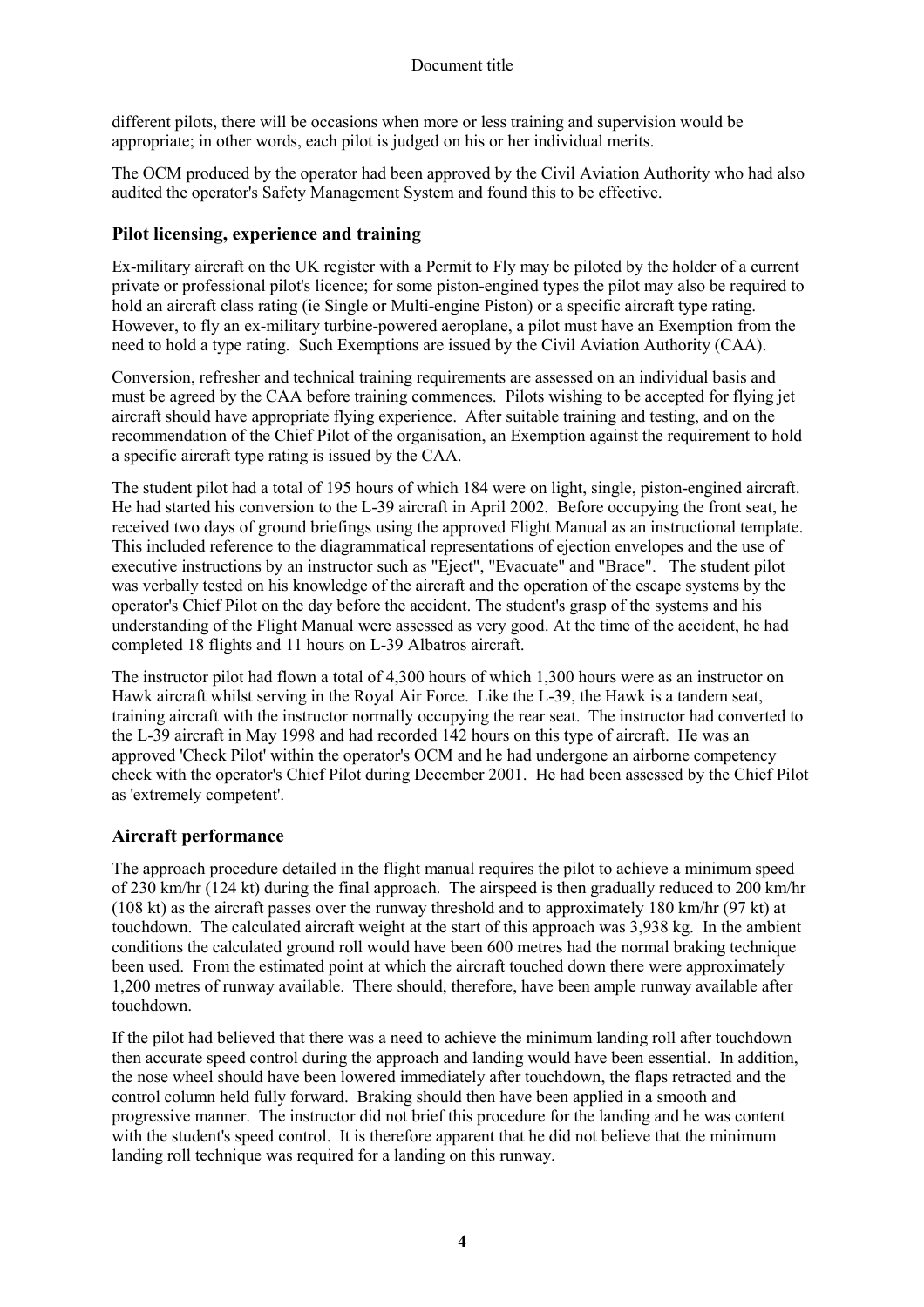different pilots, there will be occasions when more or less training and supervision would be appropriate; in other words, each pilot is judged on his or her individual merits.

The OCM produced by the operator had been approved by the Civil Aviation Authority who had also audited the operator's Safety Management System and found this to be effective.

## Pilot licensing, experience and training

Ex-military aircraft on the UK register with a Permit to Fly may be piloted by the holder of a current private or professional pilot's licence; for some piston-engined types the pilot may also be required to hold an aircraft class rating (ie Single or Multi-engine Piston) or a specific aircraft type rating. However, to fly an ex-military turbine-powered aeroplane, a pilot must have an Exemption from the need to hold a type rating. Such Exemptions are issued by the Civil Aviation Authority (CAA).

Conversion, refresher and technical training requirements are assessed on an individual basis and must be agreed by the CAA before training commences. Pilots wishing to be accepted for flying jet aircraft should have appropriate flying experience. After suitable training and testing, and on the recommendation of the Chief Pilot of the organisation, an Exemption against the requirement to hold a specific aircraft type rating is issued by the CAA.

The student pilot had a total of 195 hours of which 184 were on light, single, piston-engined aircraft. He had started his conversion to the L-39 aircraft in April 2002. Before occupying the front seat, he received two days of ground briefings using the approved Flight Manual as an instructional template. This included reference to the diagrammatical representations of ejection envelopes and the use of executive instructions by an instructor such as "Eject", "Evacuate" and "Brace". The student pilot was verbally tested on his knowledge of the aircraft and the operation of the escape systems by the operator's Chief Pilot on the day before the accident. The student's grasp of the systems and his understanding of the Flight Manual were assessed as very good. At the time of the accident, he had completed 18 flights and 11 hours on L-39 Albatros aircraft.

The instructor pilot had flown a total of 4,300 hours of which 1,300 hours were as an instructor on Hawk aircraft whilst serving in the Royal Air Force. Like the L-39, the Hawk is a tandem seat, training aircraft with the instructor normally occupying the rear seat. The instructor had converted to the L-39 aircraft in May 1998 and had recorded 142 hours on this type of aircraft. He was an approved 'Check Pilot' within the operator's OCM and he had undergone an airborne competency check with the operator's Chief Pilot during December 2001. He had been assessed by the Chief Pilot as 'extremely competent'.

## Aircraft performance

The approach procedure detailed in the flight manual requires the pilot to achieve a minimum speed of 230 km/hr (124 kt) during the final approach. The airspeed is then gradually reduced to 200 km/hr (108 kt) as the aircraft passes over the runway threshold and to approximately 180 km/hr (97 kt) at touchdown. The calculated aircraft weight at the start of this approach was 3,938 kg. In the ambient conditions the calculated ground roll would have been 600 metres had the normal braking technique been used. From the estimated point at which the aircraft touched down there were approximately 1,200 metres of runway available. There should, therefore, have been ample runway available after touchdown.

If the pilot had believed that there was a need to achieve the minimum landing roll after touchdown then accurate speed control during the approach and landing would have been essential. In addition, the nose wheel should have been lowered immediately after touchdown, the flaps retracted and the control column held fully forward. Braking should then have been applied in a smooth and progressive manner. The instructor did not brief this procedure for the landing and he was content with the student's speed control. It is therefore apparent that he did not believe that the minimum landing roll technique was required for a landing on this runway.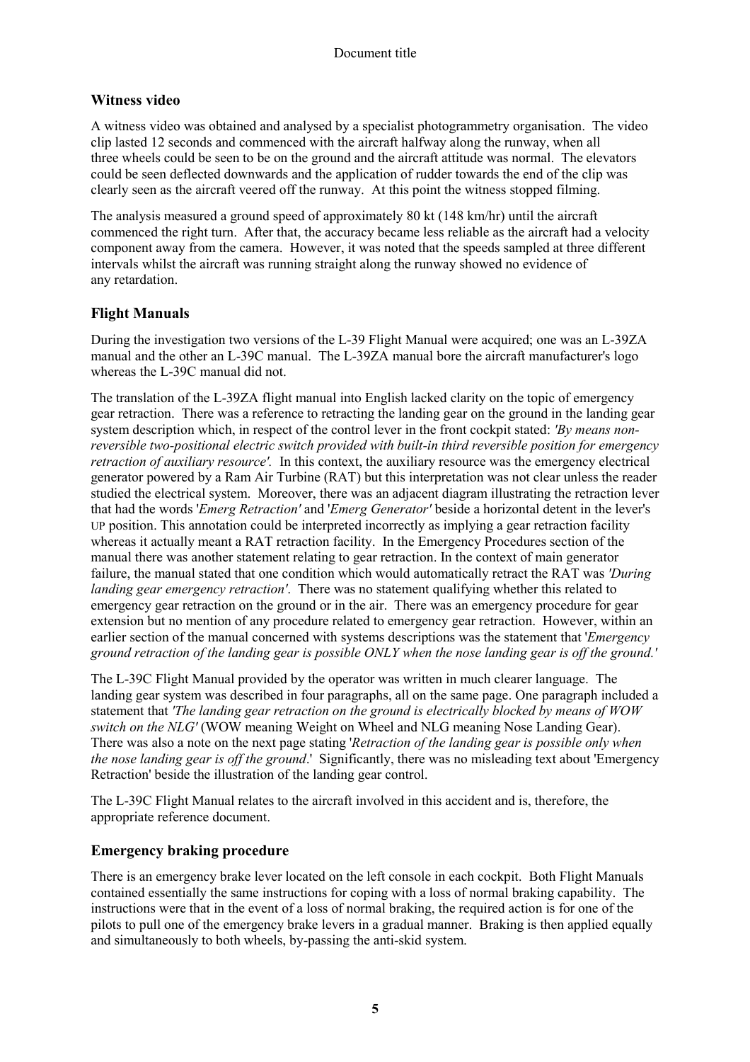## Witness video

A witness video was obtained and analysed by a specialist photogrammetry organisation. The video clip lasted 12 seconds and commenced with the aircraft halfway along the runway, when all three wheels could be seen to be on the ground and the aircraft attitude was normal. The elevators could be seen deflected downwards and the application of rudder towards the end of the clip was clearly seen as the aircraft veered off the runway. At this point the witness stopped filming.

The analysis measured a ground speed of approximately 80 kt (148 km/hr) until the aircraft commenced the right turn. After that, the accuracy became less reliable as the aircraft had a velocity component away from the camera. However, it was noted that the speeds sampled at three different intervals whilst the aircraft was running straight along the runway showed no evidence of any retardation.

## Flight Manuals

During the investigation two versions of the L-39 Flight Manual were acquired; one was an L-39ZA manual and the other an L-39C manual. The L-39ZA manual bore the aircraft manufacturer's logo whereas the L-39C manual did not.

The translation of the L-39ZA flight manual into English lacked clarity on the topic of emergency gear retraction. There was a reference to retracting the landing gear on the ground in the landing gear system description which, in respect of the control lever in the front cockpit stated: *'By means non-reversible two-positional electric switch provided with built-in third reversible position for emergency retraction of auxiliary resource'.* In this context, the auxiliary resource was the emergency electrical generator powered by a Ram Air Turbine (RAT) but this interpretation was not clear unless the reader studied the electrical system. Moreover, there was an adjacent diagram illustrating the retraction lever that had the words '*Emerg Retraction'* and '*Emerg Generator'* beside a horizontal detent in the lever's UP position. This annotation could be interpreted incorrectly as implying a gear retraction facility whereas it actually meant a RAT retraction facility. In the Emergency Procedures section of the manual there was another statement relating to gear retraction. In the context of main generator failure, the manual stated that one condition which would automatically retract the RAT was *'During landing gear emergency retraction'*. There was no statement qualifying whether this related to emergency gear retraction on the ground or in the air. There was an emergency procedure for gear extension but no mention of any procedure related to emergency gear retraction. However, within an earlier section of the manual concerned with systems descriptions was the statement that '*Emergency ground retraction of the landing gear is possible ONLY when the nose landing gear is off the ground.'*

The L-39C Flight Manual provided by the operator was written in much clearer language. The landing gear system was described in four paragraphs, all on the same page. One paragraph included a statement that *'The landing gear retraction on the ground is electrically blocked by means of WOW switch on the NLG'* (WOW meaning Weight on Wheel and NLG meaning Nose Landing Gear). There was also a note on the next page stating '*Retraction of the landing gear is possible only when the nose landing gear is off the ground*.' Significantly, there was no misleading text about 'Emergency Retraction' beside the illustration of the landing gear control.

The L-39C Flight Manual relates to the aircraft involved in this accident and is, therefore, the appropriate reference document.

## Emergency braking procedure

There is an emergency brake lever located on the left console in each cockpit. Both Flight Manuals contained essentially the same instructions for coping with a loss of normal braking capability. The instructions were that in the event of a loss of normal braking, the required action is for one of the pilots to pull one of the emergency brake levers in a gradual manner. Braking is then applied equally and simultaneously to both wheels, by-passing the anti-skid system.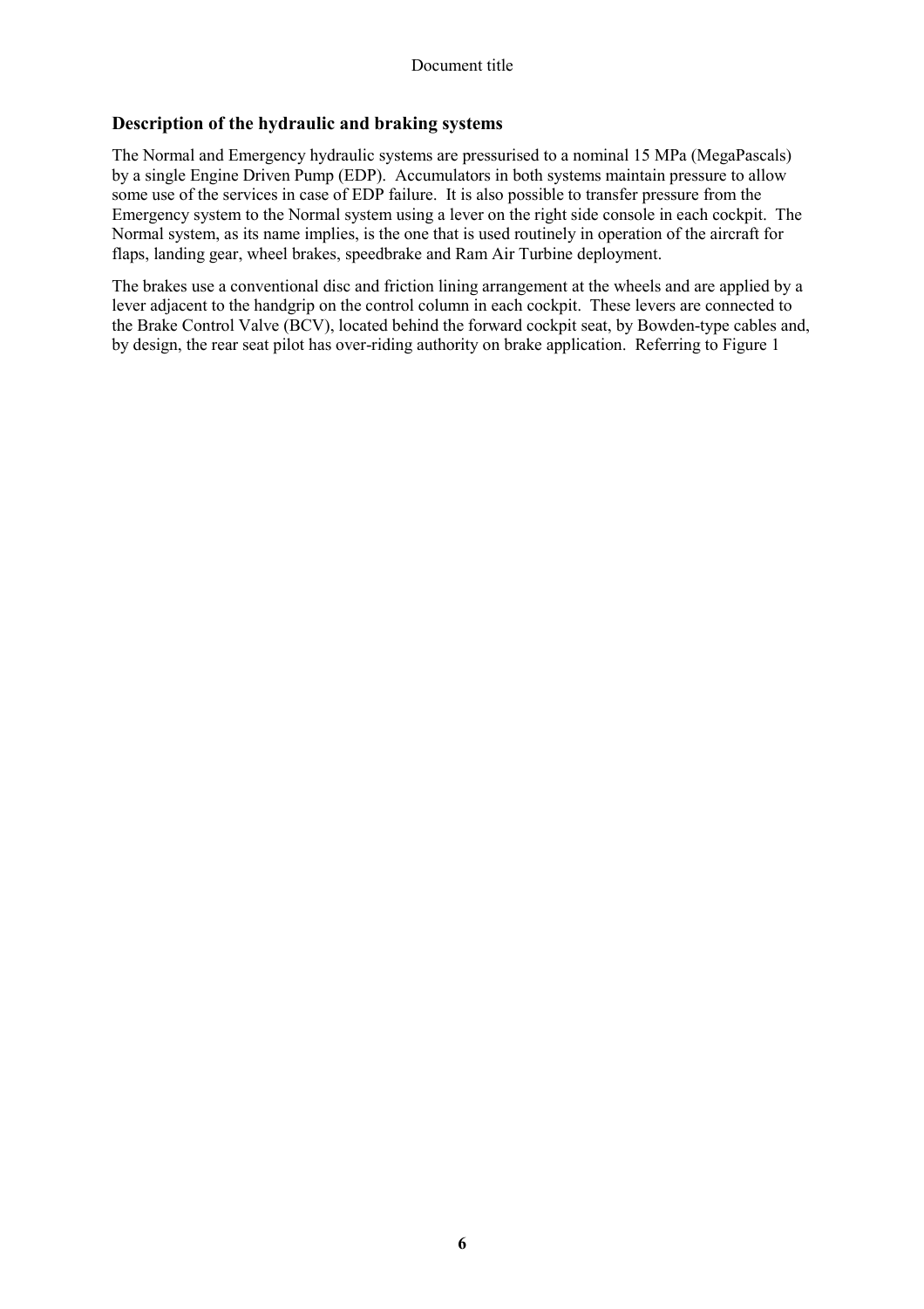## Description of the hydraulic and braking systems

The Normal and Emergency hydraulic systems are pressurised to a nominal 15 MPa (MegaPascals) by a single Engine Driven Pump (EDP). Accumulators in both systems maintain pressure to allow some use of the services in case of EDP failure. It is also possible to transfer pressure from the Emergency system to the Normal system using a lever on the right side console in each cockpit. The Normal system, as its name implies, is the one that is used routinely in operation of the aircraft for flaps, landing gear, wheel brakes, speedbrake and Ram Air Turbine deployment.

The brakes use a conventional disc and friction lining arrangement at the wheels and are applied by a lever adjacent to the handgrip on the control column in each cockpit. These levers are connected to the Brake Control Valve (BCV), located behind the forward cockpit seat, by Bowden-type cables and, by design, the rear seat pilot has over-riding authority on brake application. Referring to Figure 1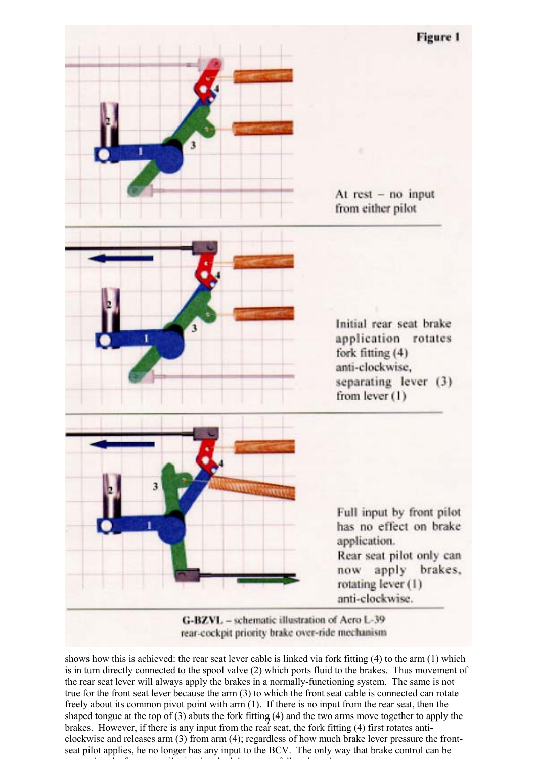**Figure 1**

At rest – no input from either pilot

Initial rear seat brake application rotates fork fitting (4) anti-clockwise, separating lever (3) from lever (1)

Full input by front pilot has no effect on brake application.
Rear seat pilot only can now apply brakes, rotating lever (1) anti-clockwise.

G-BZVL – schematic illustration of Aero L-39 rear-cockpit priority brake over-ride mechanism

shows how this is achieved: the rear seat lever cable is linked via fork fitting (4) to the arm (1) which is in turn directly connected to the spool valve (2) which ports fluid to the brakes. Thus movement of the rear seat lever will always apply the brakes in a normally-functioning system. The same is not true for the front seat lever because the arm (3) to which the front seat cable is connected can rotate freely about its common pivot point with arm (1). If there is no input from the rear seat, then the shaped tongue at the top of (3) abuts the fork fitting (4) and the two arms move together to apply the brakes. However, if there is any input from the rear seat, the fork fitting (4) first rotates anti-clockwise and releases arm (3) from arm (4); regardless of how much brake lever pressure the front-seat pilot applies, he no longer has any input to the BCV. The only way that brake control can be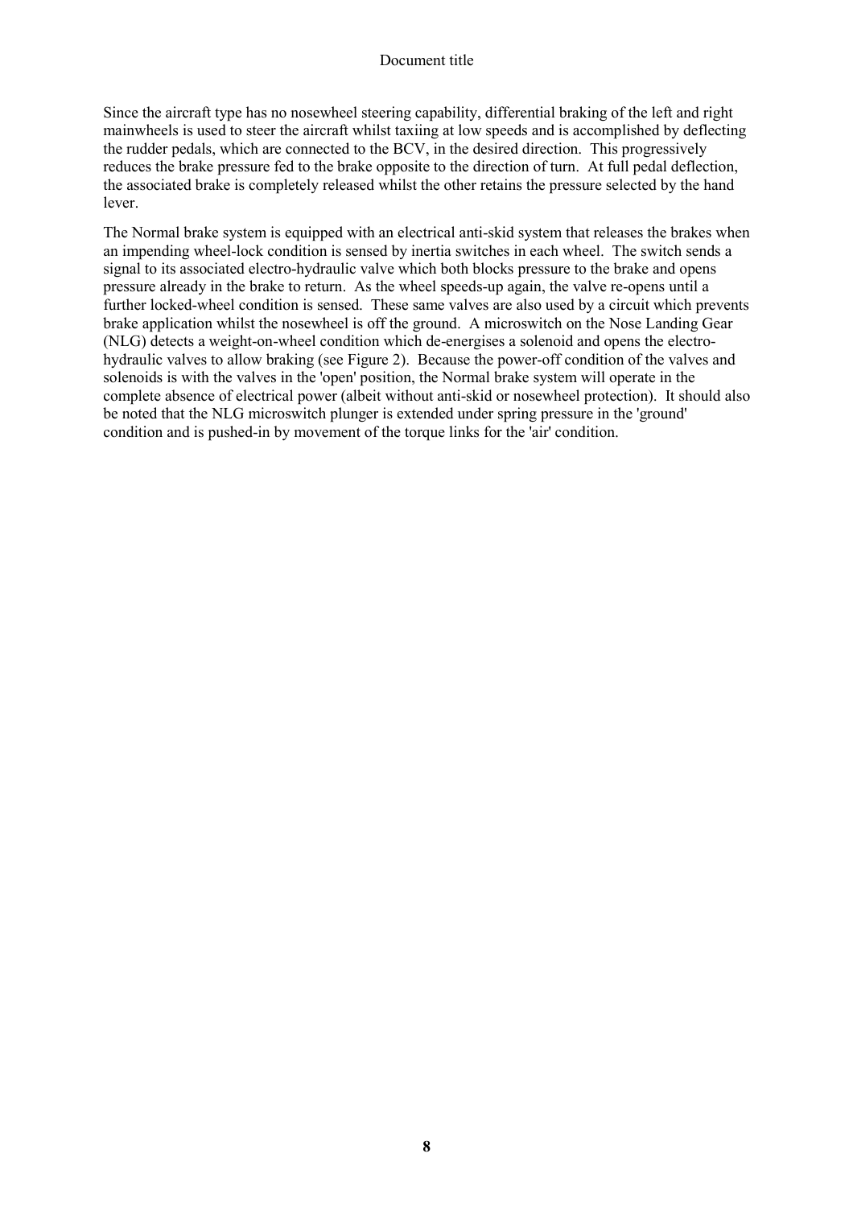Since the aircraft type has no nosewheel steering capability, differential braking of the left and right mainwheels is used to steer the aircraft whilst taxiing at low speeds and is accomplished by deflecting the rudder pedals, which are connected to the BCV, in the desired direction. This progressively reduces the brake pressure fed to the brake opposite to the direction of turn. At full pedal deflection, the associated brake is completely released whilst the other retains the pressure selected by the hand lever.

The Normal brake system is equipped with an electrical anti-skid system that releases the brakes when an impending wheel-lock condition is sensed by inertia switches in each wheel. The switch sends a signal to its associated electro-hydraulic valve which both blocks pressure to the brake and opens pressure already in the brake to return. As the wheel speeds-up again, the valve re-opens until a further locked-wheel condition is sensed. These same valves are also used by a circuit which prevents brake application whilst the nosewheel is off the ground. A microswitch on the Nose Landing Gear (NLG) detects a weight-on-wheel condition which de-energises a solenoid and opens the electro-hydraulic valves to allow braking (see Figure 2). Because the power-off condition of the valves and solenoids is with the valves in the 'open' position, the Normal brake system will operate in the complete absence of electrical power (albeit without anti-skid or nosewheel protection). It should also be noted that the NLG microswitch plunger is extended under spring pressure in the 'ground' condition and is pushed-in by movement of the torque links for the 'air' condition.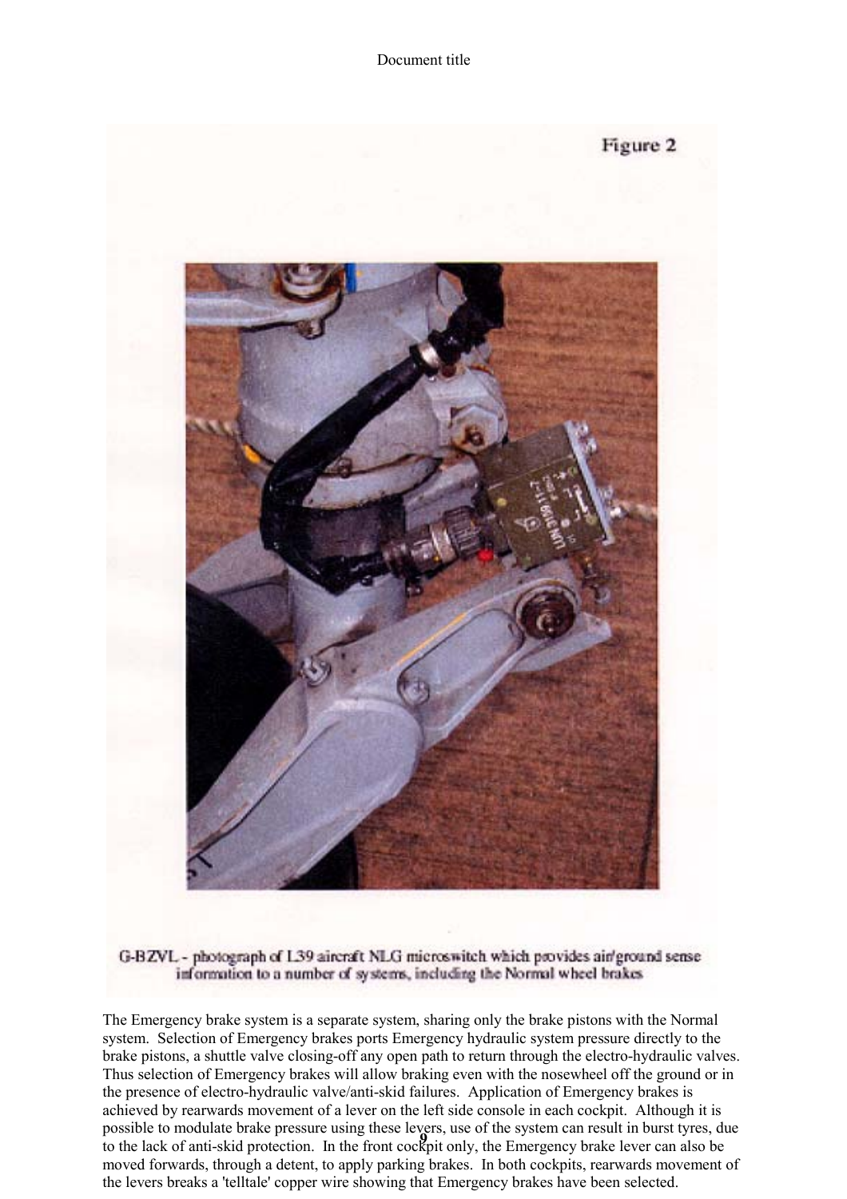Figure 2

G-BZVL - photograph of L39 aircraft NLG microswitch which provides air/ground sense information to a number of systems, including the Normal wheel brakes

The Emergency brake system is a separate system, sharing only the brake pistons with the Normal system. Selection of Emergency brakes ports Emergency hydraulic system pressure directly to the brake pistons, a shuttle valve closing-off any open path to return through the electro-hydraulic valves. Thus selection of Emergency brakes will allow braking even with the nosewheel off the ground or in the presence of electro-hydraulic valve/anti-skid failures. Application of Emergency brakes is achieved by rearwards movement of a lever on the left side console in each cockpit. Although it is possible to modulate brake pressure using these levers, use of the system can result in burst tyres, due to the lack of anti-skid protection. In the front cockpit only, the Emergency brake lever can also be moved forwards, through a detent, to apply parking brakes. In both cockpits, rearwards movement of the levers breaks a 'telltale' copper wire showing that Emergency brakes have been selected.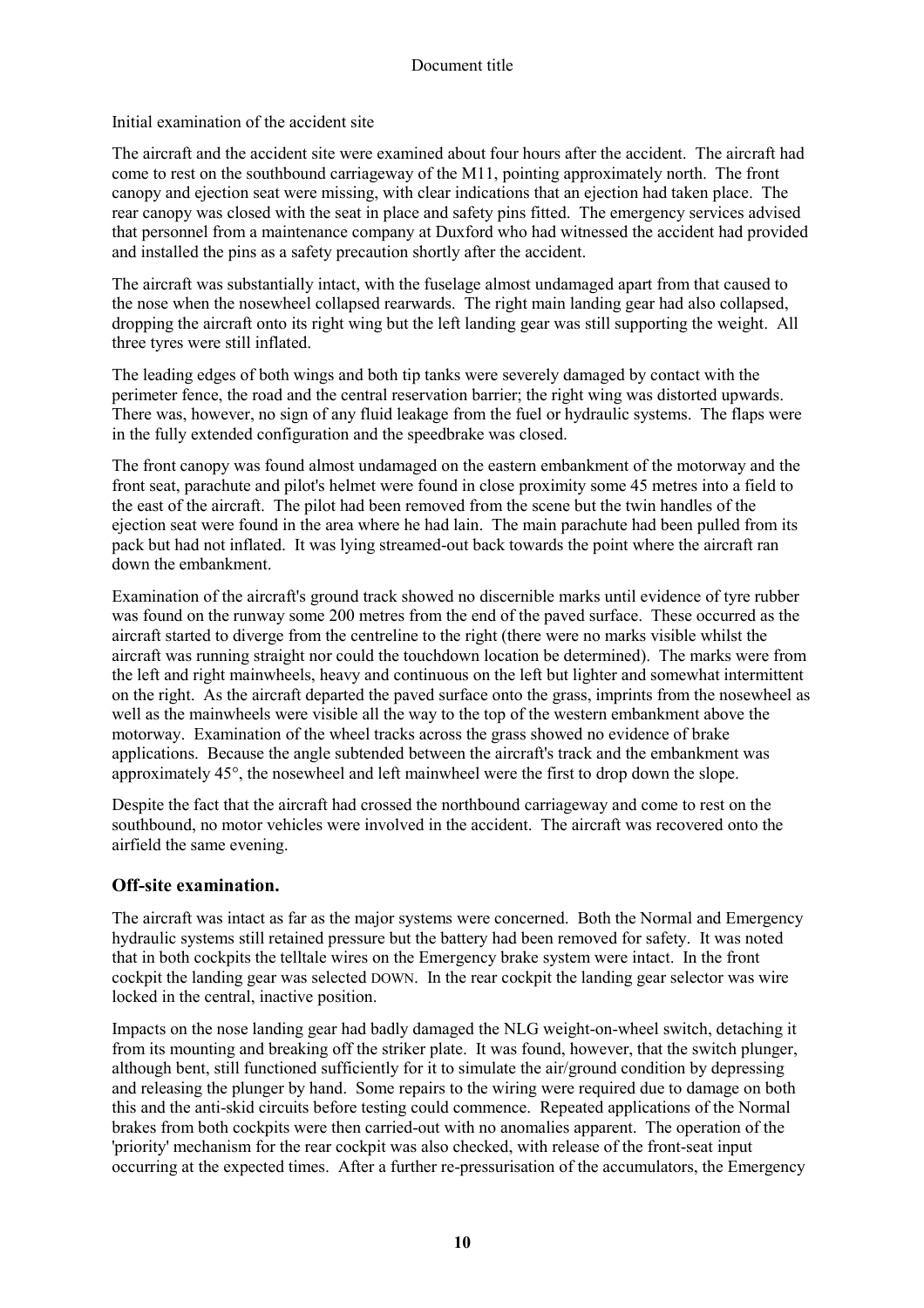Initial examination of the accident site

The aircraft and the accident site were examined about four hours after the accident. The aircraft had come to rest on the southbound carriageway of the M11, pointing approximately north. The front canopy and ejection seat were missing, with clear indications that an ejection had taken place. The rear canopy was closed with the seat in place and safety pins fitted. The emergency services advised that personnel from a maintenance company at Duxford who had witnessed the accident had provided and installed the pins as a safety precaution shortly after the accident.

The aircraft was substantially intact, with the fuselage almost undamaged apart from that caused to the nose when the nosewheel collapsed rearwards. The right main landing gear had also collapsed, dropping the aircraft onto its right wing but the left landing gear was still supporting the weight. All three tyres were still inflated.

The leading edges of both wings and both tip tanks were severely damaged by contact with the perimeter fence, the road and the central reservation barrier; the right wing was distorted upwards. There was, however, no sign of any fluid leakage from the fuel or hydraulic systems. The flaps were in the fully extended configuration and the speedbrake was closed.

The front canopy was found almost undamaged on the eastern embankment of the motorway and the front seat, parachute and pilot's helmet were found in close proximity some 45 metres into a field to the east of the aircraft. The pilot had been removed from the scene but the twin handles of the ejection seat were found in the area where he had lain. The main parachute had been pulled from its pack but had not inflated. It was lying streamed-out back towards the point where the aircraft ran down the embankment.

Examination of the aircraft's ground track showed no discernible marks until evidence of tyre rubber was found on the runway some 200 metres from the end of the paved surface. These occurred as the aircraft started to diverge from the centreline to the right (there were no marks visible whilst the aircraft was running straight nor could the touchdown location be determined). The marks were from the left and right mainwheels, heavy and continuous on the left but lighter and somewhat intermittent on the right. As the aircraft departed the paved surface onto the grass, imprints from the nosewheel as well as the mainwheels were visible all the way to the top of the western embankment above the motorway. Examination of the wheel tracks across the grass showed no evidence of brake applications. Because the angle subtended between the aircraft's track and the embankment was approximately 45°, the nosewheel and left mainwheel were the first to drop down the slope.

Despite the fact that the aircraft had crossed the northbound carriageway and come to rest on the southbound, no motor vehicles were involved in the accident. The aircraft was recovered onto the airfield the same evening.

## Off-site examination.

The aircraft was intact as far as the major systems were concerned. Both the Normal and Emergency hydraulic systems still retained pressure but the battery had been removed for safety. It was noted that in both cockpits the telltale wires on the Emergency brake system were intact. In the front cockpit the landing gear was selected DOWN. In the rear cockpit the landing gear selector was wire locked in the central, inactive position.

Impacts on the nose landing gear had badly damaged the NLG weight-on-wheel switch, detaching it from its mounting and breaking off the striker plate. It was found, however, that the switch plunger, although bent, still functioned sufficiently for it to simulate the air/ground condition by depressing and releasing the plunger by hand. Some repairs to the wiring were required due to damage on both this and the anti-skid circuits before testing could commence. Repeated applications of the Normal brakes from both cockpits were then carried-out with no anomalies apparent. The operation of the 'priority' mechanism for the rear cockpit was also checked, with release of the front-seat input occurring at the expected times. After a further re-pressurisation of the accumulators, the Emergency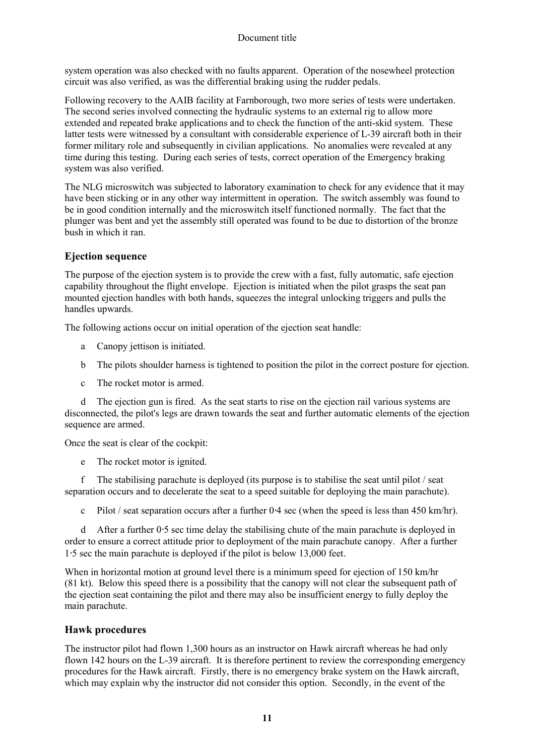system operation was also checked with no faults apparent. Operation of the nosewheel protection circuit was also verified, as was the differential braking using the rudder pedals.

Following recovery to the AAIB facility at Farnborough, two more series of tests were undertaken. The second series involved connecting the hydraulic systems to an external rig to allow more extended and repeated brake applications and to check the function of the anti-skid system. These latter tests were witnessed by a consultant with considerable experience of L-39 aircraft both in their former military role and subsequently in civilian applications. No anomalies were revealed at any time during this testing. During each series of tests, correct operation of the Emergency braking system was also verified.

The NLG microswitch was subjected to laboratory examination to check for any evidence that it may have been sticking or in any other way intermittent in operation. The switch assembly was found to be in good condition internally and the microswitch itself functioned normally. The fact that the plunger was bent and yet the assembly still operated was found to be due to distortion of the bronze bush in which it ran.

### Ejection sequence

The purpose of the ejection system is to provide the crew with a fast, fully automatic, safe ejection capability throughout the flight envelope. Ejection is initiated when the pilot grasps the seat pan mounted ejection handles with both hands, squeezes the integral unlocking triggers and pulls the handles upwards.

The following actions occur on initial operation of the ejection seat handle:

a Canopy jettison is initiated.

b The pilots shoulder harness is tightened to position the pilot in the correct posture for ejection.

c The rocket motor is armed.

d The ejection gun is fired. As the seat starts to rise on the ejection rail various systems are disconnected, the pilot's legs are drawn towards the seat and further automatic elements of the ejection sequence are armed.

Once the seat is clear of the cockpit:

e The rocket motor is ignited.

f The stabilising parachute is deployed (its purpose is to stabilise the seat until pilot / seat separation occurs and to decelerate the seat to a speed suitable for deploying the main parachute).

c Pilot / seat separation occurs after a further 0·4 sec (when the speed is less than 450 km/hr).

d After a further 0·5 sec time delay the stabilising chute of the main parachute is deployed in order to ensure a correct attitude prior to deployment of the main parachute canopy. After a further 1·5 sec the main parachute is deployed if the pilot is below 13,000 feet.

When in horizontal motion at ground level there is a minimum speed for ejection of 150 km/hr (81 kt). Below this speed there is a possibility that the canopy will not clear the subsequent path of the ejection seat containing the pilot and there may also be insufficient energy to fully deploy the main parachute.

### Hawk procedures

The instructor pilot had flown 1,300 hours as an instructor on Hawk aircraft whereas he had only flown 142 hours on the L-39 aircraft. It is therefore pertinent to review the corresponding emergency procedures for the Hawk aircraft. Firstly, there is no emergency brake system on the Hawk aircraft, which may explain why the instructor did not consider this option. Secondly, in the event of the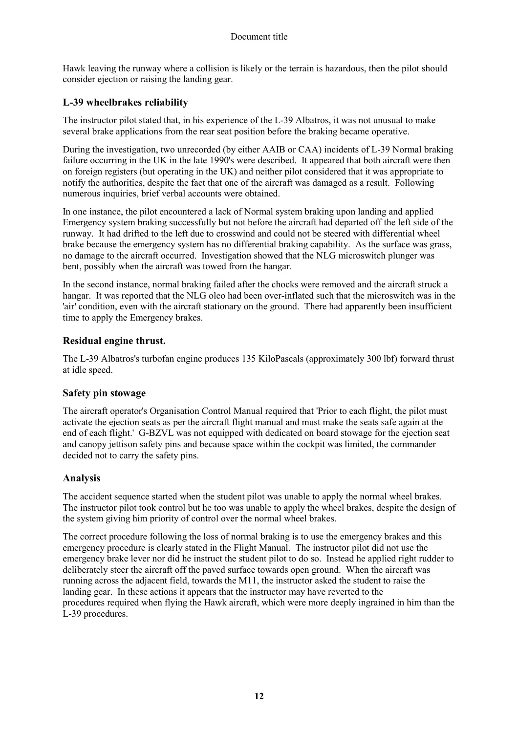Hawk leaving the runway where a collision is likely or the terrain is hazardous, then the pilot should consider ejection or raising the landing gear.

## L-39 wheelbrakes reliability

The instructor pilot stated that, in his experience of the L-39 Albatros, it was not unusual to make several brake applications from the rear seat position before the braking became operative.

During the investigation, two unrecorded (by either AAIB or CAA) incidents of L-39 Normal braking failure occurring in the UK in the late 1990's were described. It appeared that both aircraft were then on foreign registers (but operating in the UK) and neither pilot considered that it was appropriate to notify the authorities, despite the fact that one of the aircraft was damaged as a result. Following numerous inquiries, brief verbal accounts were obtained.

In one instance, the pilot encountered a lack of Normal system braking upon landing and applied Emergency system braking successfully but not before the aircraft had departed off the left side of the runway. It had drifted to the left due to crosswind and could not be steered with differential wheel brake because the emergency system has no differential braking capability. As the surface was grass, no damage to the aircraft occurred. Investigation showed that the NLG microswitch plunger was bent, possibly when the aircraft was towed from the hangar.

In the second instance, normal braking failed after the chocks were removed and the aircraft struck a hangar. It was reported that the NLG oleo had been over-inflated such that the microswitch was in the 'air' condition, even with the aircraft stationary on the ground. There had apparently been insufficient time to apply the Emergency brakes.

## Residual engine thrust.

The L-39 Albatros's turbofan engine produces 135 KiloPascals (approximately 300 lbf) forward thrust at idle speed.

## Safety pin stowage

The aircraft operator's Organisation Control Manual required that 'Prior to each flight, the pilot must activate the ejection seats as per the aircraft flight manual and must make the seats safe again at the end of each flight.' G-BZVL was not equipped with dedicated on board stowage for the ejection seat and canopy jettison safety pins and because space within the cockpit was limited, the commander decided not to carry the safety pins.

## Analysis

The accident sequence started when the student pilot was unable to apply the normal wheel brakes. The instructor pilot took control but he too was unable to apply the wheel brakes, despite the design of the system giving him priority of control over the normal wheel brakes.

The correct procedure following the loss of normal braking is to use the emergency brakes and this emergency procedure is clearly stated in the Flight Manual. The instructor pilot did not use the emergency brake lever nor did he instruct the student pilot to do so. Instead he applied right rudder to deliberately steer the aircraft off the paved surface towards open ground. When the aircraft was running across the adjacent field, towards the M11, the instructor asked the student to raise the landing gear. In these actions it appears that the instructor may have reverted to the procedures required when flying the Hawk aircraft, which were more deeply ingrained in him than the L-39 procedures.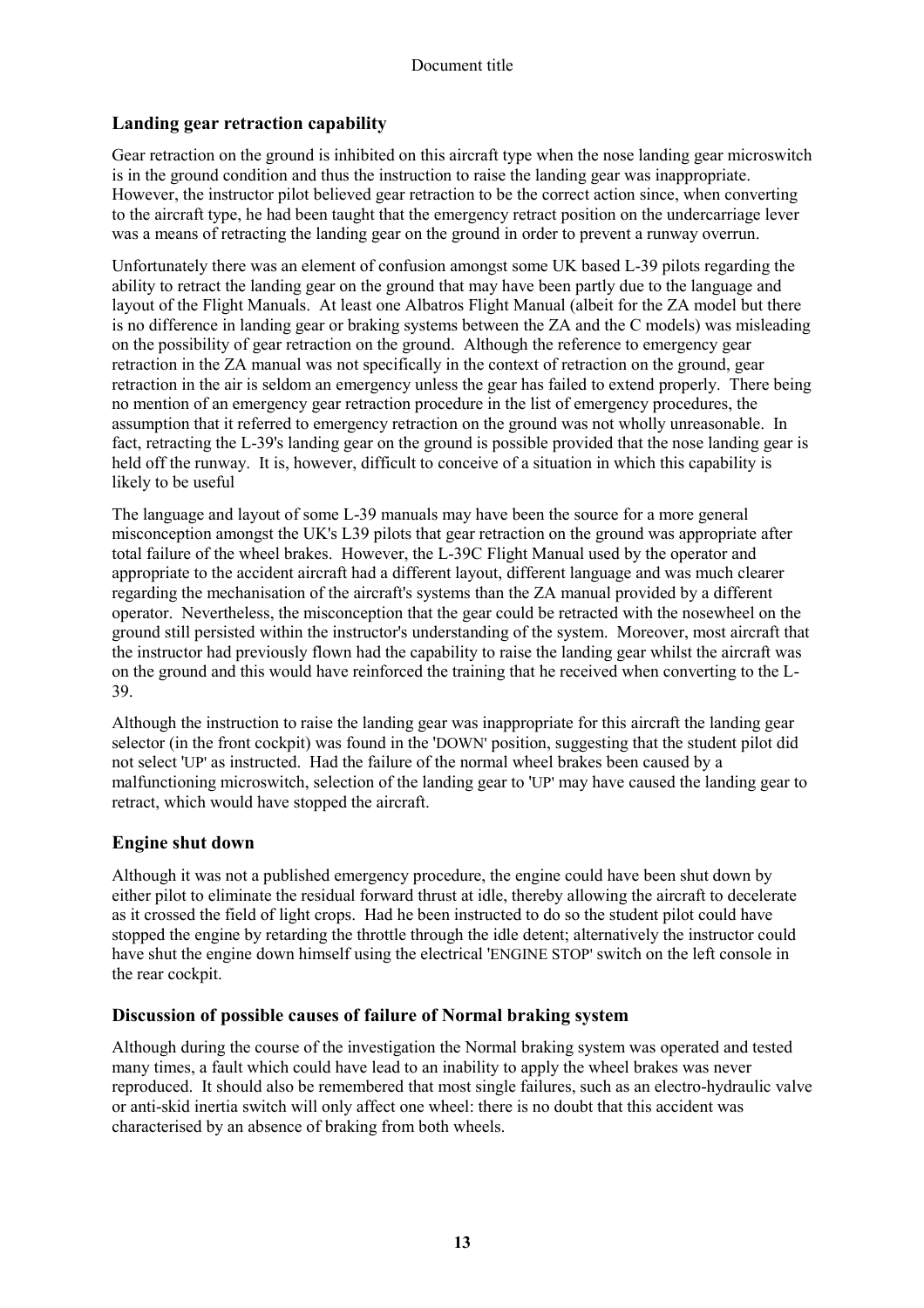## Landing gear retraction capability

Gear retraction on the ground is inhibited on this aircraft type when the nose landing gear microswitch is in the ground condition and thus the instruction to raise the landing gear was inappropriate. However, the instructor pilot believed gear retraction to be the correct action since, when converting to the aircraft type, he had been taught that the emergency retract position on the undercarriage lever was a means of retracting the landing gear on the ground in order to prevent a runway overrun.

Unfortunately there was an element of confusion amongst some UK based L-39 pilots regarding the ability to retract the landing gear on the ground that may have been partly due to the language and layout of the Flight Manuals. At least one Albatros Flight Manual (albeit for the ZA model but there is no difference in landing gear or braking systems between the ZA and the C models) was misleading on the possibility of gear retraction on the ground. Although the reference to emergency gear retraction in the ZA manual was not specifically in the context of retraction on the ground, gear retraction in the air is seldom an emergency unless the gear has failed to extend properly. There being no mention of an emergency gear retraction procedure in the list of emergency procedures, the assumption that it referred to emergency retraction on the ground was not wholly unreasonable. In fact, retracting the L-39's landing gear on the ground is possible provided that the nose landing gear is held off the runway. It is, however, difficult to conceive of a situation in which this capability is likely to be useful

The language and layout of some L-39 manuals may have been the source for a more general misconception amongst the UK's L39 pilots that gear retraction on the ground was appropriate after total failure of the wheel brakes. However, the L-39C Flight Manual used by the operator and appropriate to the accident aircraft had a different layout, different language and was much clearer regarding the mechanisation of the aircraft's systems than the ZA manual provided by a different operator. Nevertheless, the misconception that the gear could be retracted with the nosewheel on the ground still persisted within the instructor's understanding of the system. Moreover, most aircraft that the instructor had previously flown had the capability to raise the landing gear whilst the aircraft was on the ground and this would have reinforced the training that he received when converting to the L-39.

Although the instruction to raise the landing gear was inappropriate for this aircraft the landing gear selector (in the front cockpit) was found in the 'DOWN' position, suggesting that the student pilot did not select 'UP' as instructed. Had the failure of the normal wheel brakes been caused by a malfunctioning microswitch, selection of the landing gear to 'UP' may have caused the landing gear to retract, which would have stopped the aircraft.

## Engine shut down

Although it was not a published emergency procedure, the engine could have been shut down by either pilot to eliminate the residual forward thrust at idle, thereby allowing the aircraft to decelerate as it crossed the field of light crops. Had he been instructed to do so the student pilot could have stopped the engine by retarding the throttle through the idle detent; alternatively the instructor could have shut the engine down himself using the electrical 'ENGINE STOP' switch on the left console in the rear cockpit.

## Discussion of possible causes of failure of Normal braking system

Although during the course of the investigation the Normal braking system was operated and tested many times, a fault which could have lead to an inability to apply the wheel brakes was never reproduced. It should also be remembered that most single failures, such as an electro-hydraulic valve or anti-skid inertia switch will only affect one wheel: there is no doubt that this accident was characterised by an absence of braking from both wheels.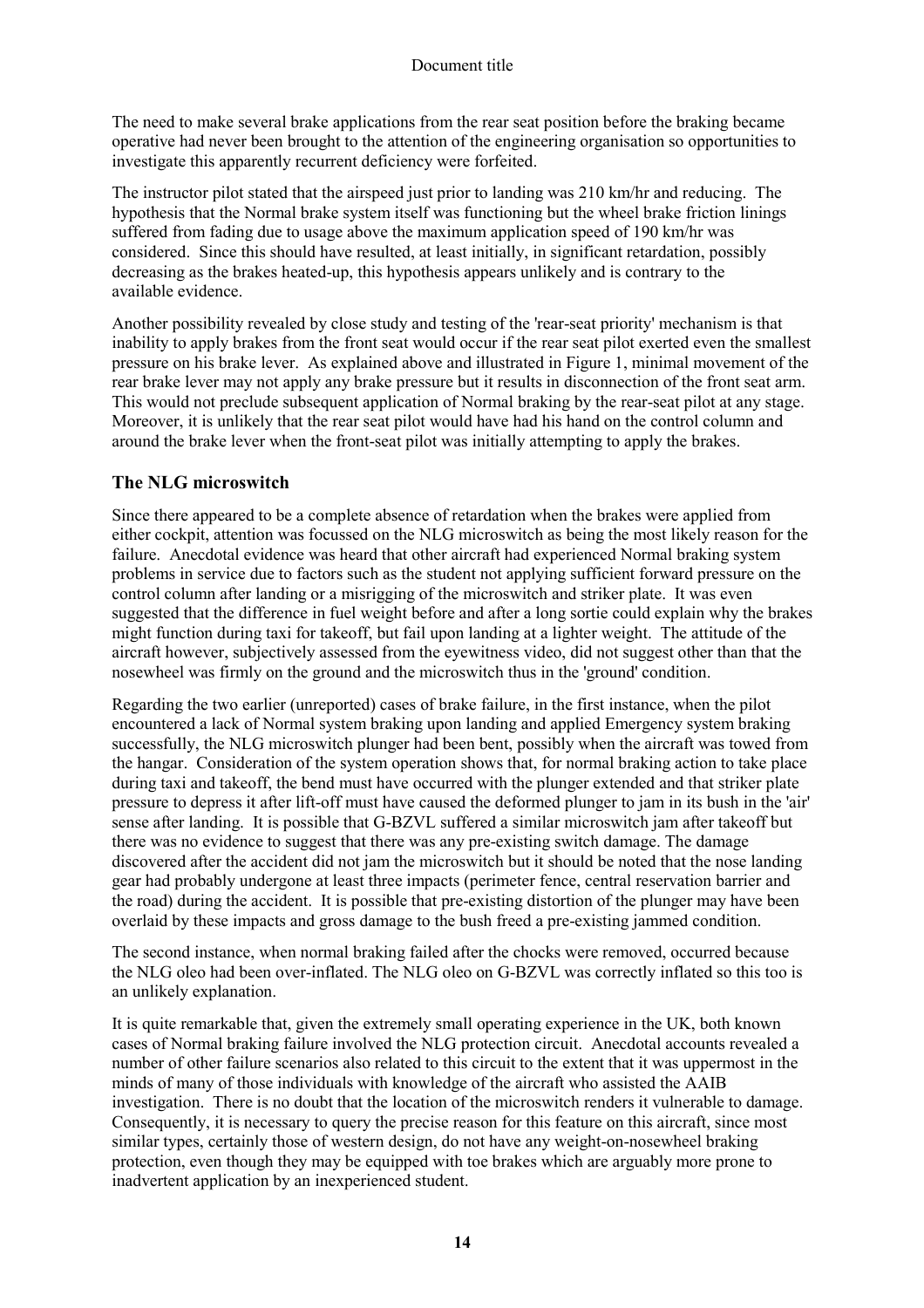The need to make several brake applications from the rear seat position before the braking became operative had never been brought to the attention of the engineering organisation so opportunities to investigate this apparently recurrent deficiency were forfeited.

The instructor pilot stated that the airspeed just prior to landing was 210 km/hr and reducing. The hypothesis that the Normal brake system itself was functioning but the wheel brake friction linings suffered from fading due to usage above the maximum application speed of 190 km/hr was considered. Since this should have resulted, at least initially, in significant retardation, possibly decreasing as the brakes heated-up, this hypothesis appears unlikely and is contrary to the available evidence.

Another possibility revealed by close study and testing of the 'rear-seat priority' mechanism is that inability to apply brakes from the front seat would occur if the rear seat pilot exerted even the smallest pressure on his brake lever. As explained above and illustrated in Figure 1, minimal movement of the rear brake lever may not apply any brake pressure but it results in disconnection of the front seat arm. This would not preclude subsequent application of Normal braking by the rear-seat pilot at any stage. Moreover, it is unlikely that the rear seat pilot would have had his hand on the control column and around the brake lever when the front-seat pilot was initially attempting to apply the brakes.

## The NLG microswitch

Since there appeared to be a complete absence of retardation when the brakes were applied from either cockpit, attention was focussed on the NLG microswitch as being the most likely reason for the failure. Anecdotal evidence was heard that other aircraft had experienced Normal braking system problems in service due to factors such as the student not applying sufficient forward pressure on the control column after landing or a misrigging of the microswitch and striker plate. It was even suggested that the difference in fuel weight before and after a long sortie could explain why the brakes might function during taxi for takeoff, but fail upon landing at a lighter weight. The attitude of the aircraft however, subjectively assessed from the eyewitness video, did not suggest other than that the nosewheel was firmly on the ground and the microswitch thus in the 'ground' condition.

Regarding the two earlier (unreported) cases of brake failure, in the first instance, when the pilot encountered a lack of Normal system braking upon landing and applied Emergency system braking successfully, the NLG microswitch plunger had been bent, possibly when the aircraft was towed from the hangar. Consideration of the system operation shows that, for normal braking action to take place during taxi and takeoff, the bend must have occurred with the plunger extended and that striker plate pressure to depress it after lift-off must have caused the deformed plunger to jam in its bush in the 'air' sense after landing. It is possible that G-BZVL suffered a similar microswitch jam after takeoff but there was no evidence to suggest that there was any pre-existing switch damage. The damage discovered after the accident did not jam the microswitch but it should be noted that the nose landing gear had probably undergone at least three impacts (perimeter fence, central reservation barrier and the road) during the accident. It is possible that pre-existing distortion of the plunger may have been overlaid by these impacts and gross damage to the bush freed a pre-existing jammed condition.

The second instance, when normal braking failed after the chocks were removed, occurred because the NLG oleo had been over-inflated. The NLG oleo on G-BZVL was correctly inflated so this too is an unlikely explanation.

It is quite remarkable that, given the extremely small operating experience in the UK, both known cases of Normal braking failure involved the NLG protection circuit. Anecdotal accounts revealed a number of other failure scenarios also related to this circuit to the extent that it was uppermost in the minds of many of those individuals with knowledge of the aircraft who assisted the AAIB investigation. There is no doubt that the location of the microswitch renders it vulnerable to damage. Consequently, it is necessary to query the precise reason for this feature on this aircraft, since most similar types, certainly those of western design, do not have any weight-on-nosewheel braking protection, even though they may be equipped with toe brakes which are arguably more prone to inadvertent application by an inexperienced student.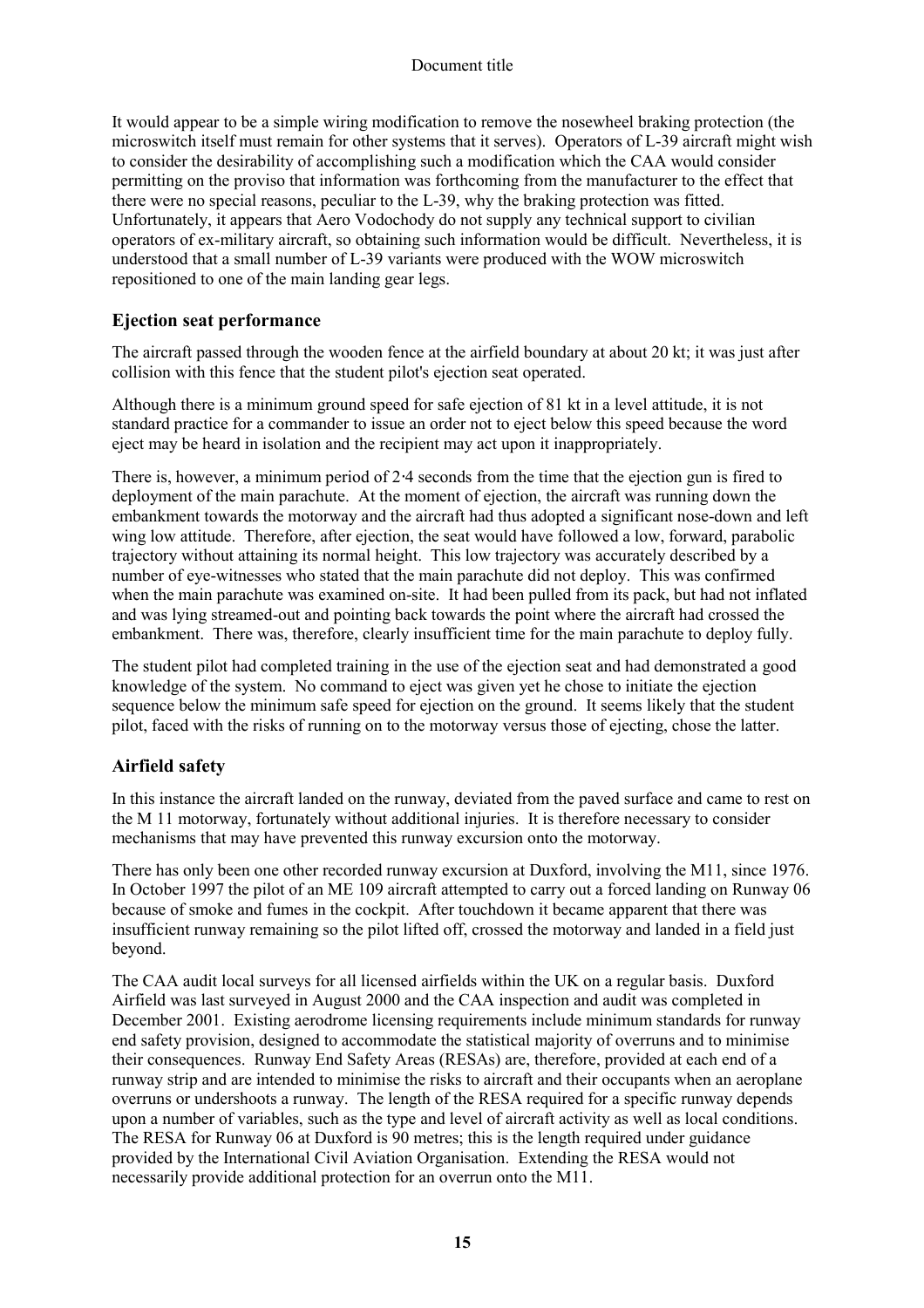It would appear to be a simple wiring modification to remove the nosewheel braking protection (the microswitch itself must remain for other systems that it serves). Operators of L-39 aircraft might wish to consider the desirability of accomplishing such a modification which the CAA would consider permitting on the proviso that information was forthcoming from the manufacturer to the effect that there were no special reasons, peculiar to the L-39, why the braking protection was fitted. Unfortunately, it appears that Aero Vodochody do not supply any technical support to civilian operators of ex-military aircraft, so obtaining such information would be difficult. Nevertheless, it is understood that a small number of L-39 variants were produced with the WOW microswitch repositioned to one of the main landing gear legs.

## Ejection seat performance

The aircraft passed through the wooden fence at the airfield boundary at about 20 kt; it was just after collision with this fence that the student pilot's ejection seat operated.

Although there is a minimum ground speed for safe ejection of 81 kt in a level attitude, it is not standard practice for a commander to issue an order not to eject below this speed because the word eject may be heard in isolation and the recipient may act upon it inappropriately.

There is, however, a minimum period of 2·4 seconds from the time that the ejection gun is fired to deployment of the main parachute. At the moment of ejection, the aircraft was running down the embankment towards the motorway and the aircraft had thus adopted a significant nose-down and left wing low attitude. Therefore, after ejection, the seat would have followed a low, forward, parabolic trajectory without attaining its normal height. This low trajectory was accurately described by a number of eye-witnesses who stated that the main parachute did not deploy. This was confirmed when the main parachute was examined on-site. It had been pulled from its pack, but had not inflated and was lying streamed-out and pointing back towards the point where the aircraft had crossed the embankment. There was, therefore, clearly insufficient time for the main parachute to deploy fully.

The student pilot had completed training in the use of the ejection seat and had demonstrated a good knowledge of the system. No command to eject was given yet he chose to initiate the ejection sequence below the minimum safe speed for ejection on the ground. It seems likely that the student pilot, faced with the risks of running on to the motorway versus those of ejecting, chose the latter.

## Airfield safety

In this instance the aircraft landed on the runway, deviated from the paved surface and came to rest on the M 11 motorway, fortunately without additional injuries. It is therefore necessary to consider mechanisms that may have prevented this runway excursion onto the motorway.

There has only been one other recorded runway excursion at Duxford, involving the M11, since 1976. In October 1997 the pilot of an ME 109 aircraft attempted to carry out a forced landing on Runway 06 because of smoke and fumes in the cockpit. After touchdown it became apparent that there was insufficient runway remaining so the pilot lifted off, crossed the motorway and landed in a field just beyond.

The CAA audit local surveys for all licensed airfields within the UK on a regular basis. Duxford Airfield was last surveyed in August 2000 and the CAA inspection and audit was completed in December 2001. Existing aerodrome licensing requirements include minimum standards for runway end safety provision, designed to accommodate the statistical majority of overruns and to minimise their consequences. Runway End Safety Areas (RESAs) are, therefore, provided at each end of a runway strip and are intended to minimise the risks to aircraft and their occupants when an aeroplane overruns or undershoots a runway. The length of the RESA required for a specific runway depends upon a number of variables, such as the type and level of aircraft activity as well as local conditions. The RESA for Runway 06 at Duxford is 90 metres; this is the length required under guidance provided by the International Civil Aviation Organisation. Extending the RESA would not necessarily provide additional protection for an overrun onto the M11.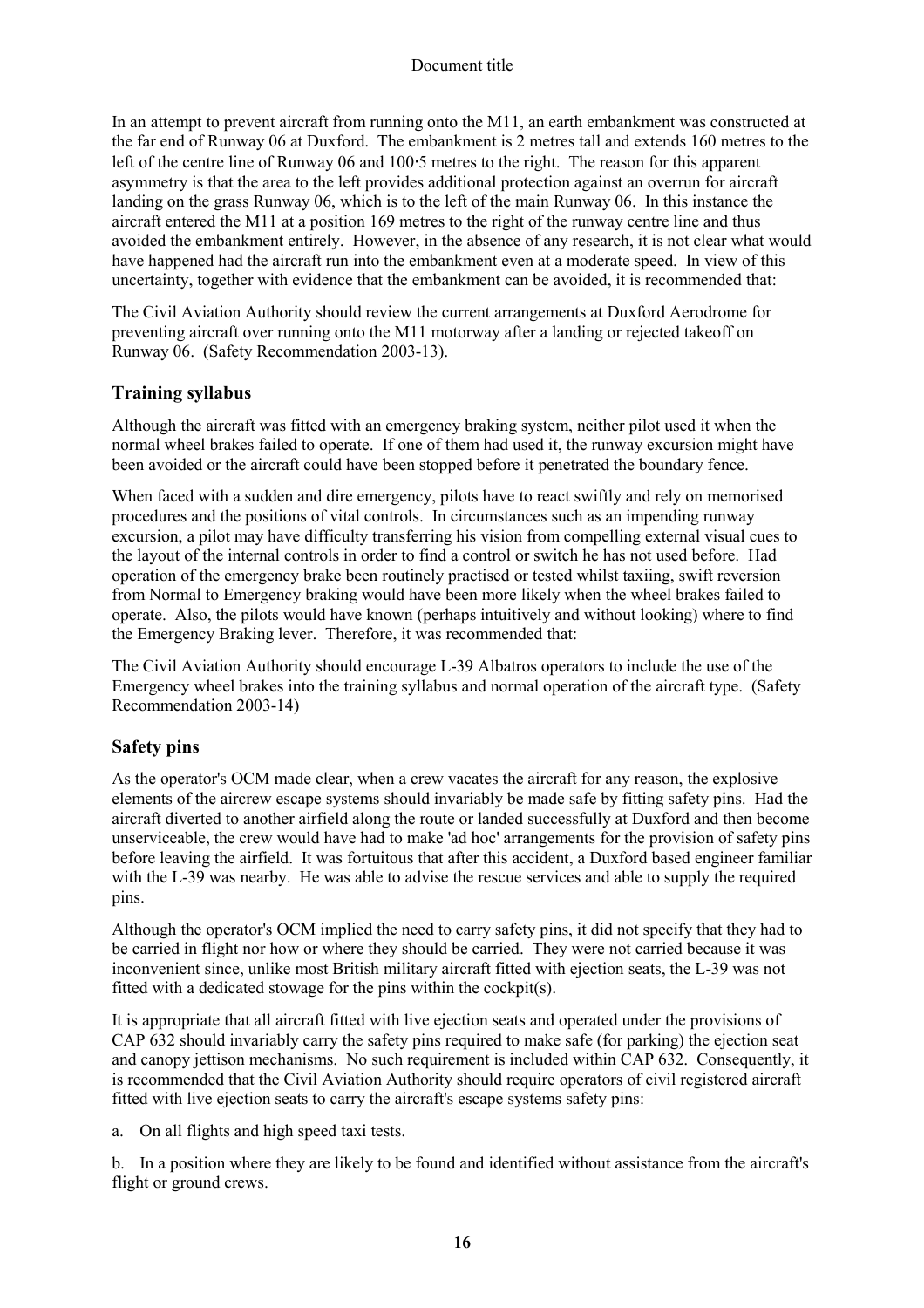In an attempt to prevent aircraft from running onto the M11, an earth embankment was constructed at the far end of Runway 06 at Duxford. The embankment is 2 metres tall and extends 160 metres to the left of the centre line of Runway 06 and 100·5 metres to the right. The reason for this apparent asymmetry is that the area to the left provides additional protection against an overrun for aircraft landing on the grass Runway 06, which is to the left of the main Runway 06. In this instance the aircraft entered the M11 at a position 169 metres to the right of the runway centre line and thus avoided the embankment entirely. However, in the absence of any research, it is not clear what would have happened had the aircraft run into the embankment even at a moderate speed. In view of this uncertainty, together with evidence that the embankment can be avoided, it is recommended that:

The Civil Aviation Authority should review the current arrangements at Duxford Aerodrome for preventing aircraft over running onto the M11 motorway after a landing or rejected takeoff on Runway 06. (Safety Recommendation 2003-13).

## Training syllabus

Although the aircraft was fitted with an emergency braking system, neither pilot used it when the normal wheel brakes failed to operate. If one of them had used it, the runway excursion might have been avoided or the aircraft could have been stopped before it penetrated the boundary fence.

When faced with a sudden and dire emergency, pilots have to react swiftly and rely on memorised procedures and the positions of vital controls. In circumstances such as an impending runway excursion, a pilot may have difficulty transferring his vision from compelling external visual cues to the layout of the internal controls in order to find a control or switch he has not used before. Had operation of the emergency brake been routinely practised or tested whilst taxiing, swift reversion from Normal to Emergency braking would have been more likely when the wheel brakes failed to operate. Also, the pilots would have known (perhaps intuitively and without looking) where to find the Emergency Braking lever. Therefore, it was recommended that:

The Civil Aviation Authority should encourage L-39 Albatros operators to include the use of the Emergency wheel brakes into the training syllabus and normal operation of the aircraft type. (Safety Recommendation 2003-14)

## Safety pins

As the operator's OCM made clear, when a crew vacates the aircraft for any reason, the explosive elements of the aircrew escape systems should invariably be made safe by fitting safety pins. Had the aircraft diverted to another airfield along the route or landed successfully at Duxford and then become unserviceable, the crew would have had to make 'ad hoc' arrangements for the provision of safety pins before leaving the airfield. It was fortuitous that after this accident, a Duxford based engineer familiar with the L-39 was nearby. He was able to advise the rescue services and able to supply the required pins.

Although the operator's OCM implied the need to carry safety pins, it did not specify that they had to be carried in flight nor how or where they should be carried. They were not carried because it was inconvenient since, unlike most British military aircraft fitted with ejection seats, the L-39 was not fitted with a dedicated stowage for the pins within the cockpit(s).

It is appropriate that all aircraft fitted with live ejection seats and operated under the provisions of CAP 632 should invariably carry the safety pins required to make safe (for parking) the ejection seat and canopy jettison mechanisms. No such requirement is included within CAP 632. Consequently, it is recommended that the Civil Aviation Authority should require operators of civil registered aircraft fitted with live ejection seats to carry the aircraft's escape systems safety pins:

a. On all flights and high speed taxi tests.

b. In a position where they are likely to be found and identified without assistance from the aircraft's flight or ground crews.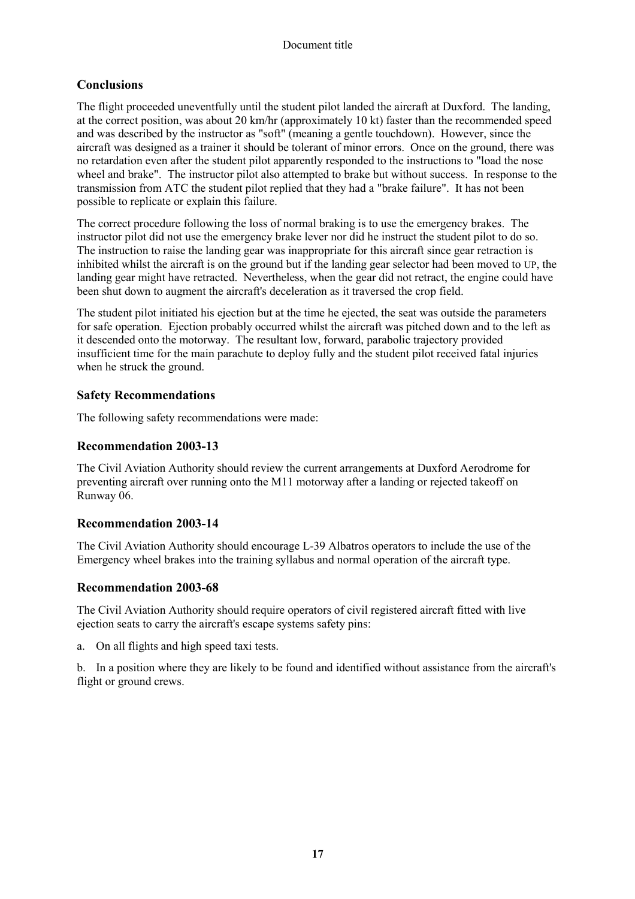## Conclusions

The flight proceeded uneventfully until the student pilot landed the aircraft at Duxford. The landing, at the correct position, was about 20 km/hr (approximately 10 kt) faster than the recommended speed and was described by the instructor as "soft" (meaning a gentle touchdown). However, since the aircraft was designed as a trainer it should be tolerant of minor errors. Once on the ground, there was no retardation even after the student pilot apparently responded to the instructions to "load the nose wheel and brake". The instructor pilot also attempted to brake but without success. In response to the transmission from ATC the student pilot replied that they had a "brake failure". It has not been possible to replicate or explain this failure.

The correct procedure following the loss of normal braking is to use the emergency brakes. The instructor pilot did not use the emergency brake lever nor did he instruct the student pilot to do so. The instruction to raise the landing gear was inappropriate for this aircraft since gear retraction is inhibited whilst the aircraft is on the ground but if the landing gear selector had been moved to UP, the landing gear might have retracted. Nevertheless, when the gear did not retract, the engine could have been shut down to augment the aircraft's deceleration as it traversed the crop field.

The student pilot initiated his ejection but at the time he ejected, the seat was outside the parameters for safe operation. Ejection probably occurred whilst the aircraft was pitched down and to the left as it descended onto the motorway. The resultant low, forward, parabolic trajectory provided insufficient time for the main parachute to deploy fully and the student pilot received fatal injuries when he struck the ground.

## Safety Recommendations

The following safety recommendations were made:

### Recommendation 2003-13

The Civil Aviation Authority should review the current arrangements at Duxford Aerodrome for preventing aircraft over running onto the M11 motorway after a landing or rejected takeoff on Runway 06.

### Recommendation 2003-14

The Civil Aviation Authority should encourage L-39 Albatros operators to include the use of the Emergency wheel brakes into the training syllabus and normal operation of the aircraft type.

### Recommendation 2003-68

The Civil Aviation Authority should require operators of civil registered aircraft fitted with live ejection seats to carry the aircraft's escape systems safety pins:

a. On all flights and high speed taxi tests.

b. In a position where they are likely to be found and identified without assistance from the aircraft's flight or ground crews.